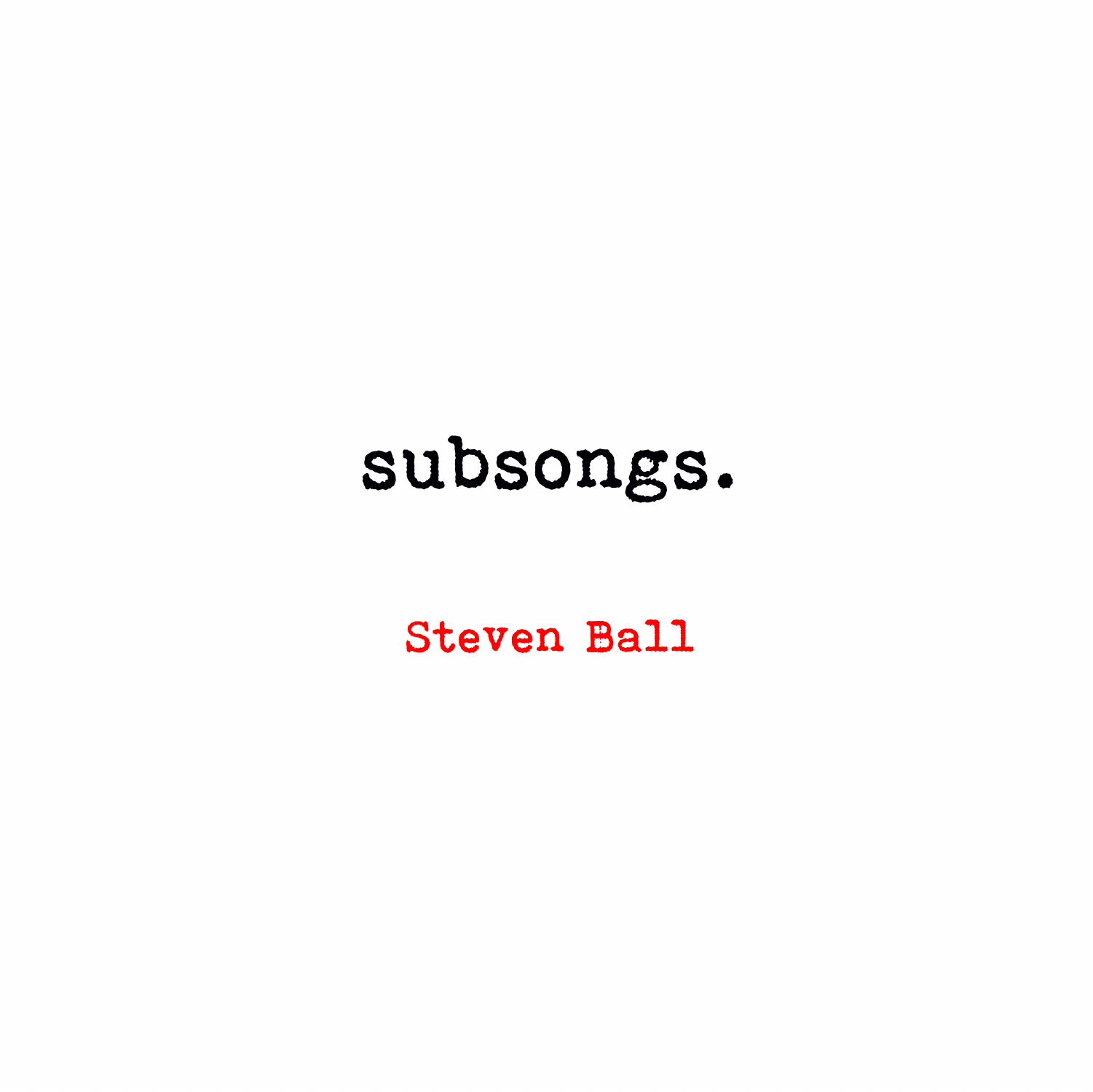# subsongs.

Steven Ball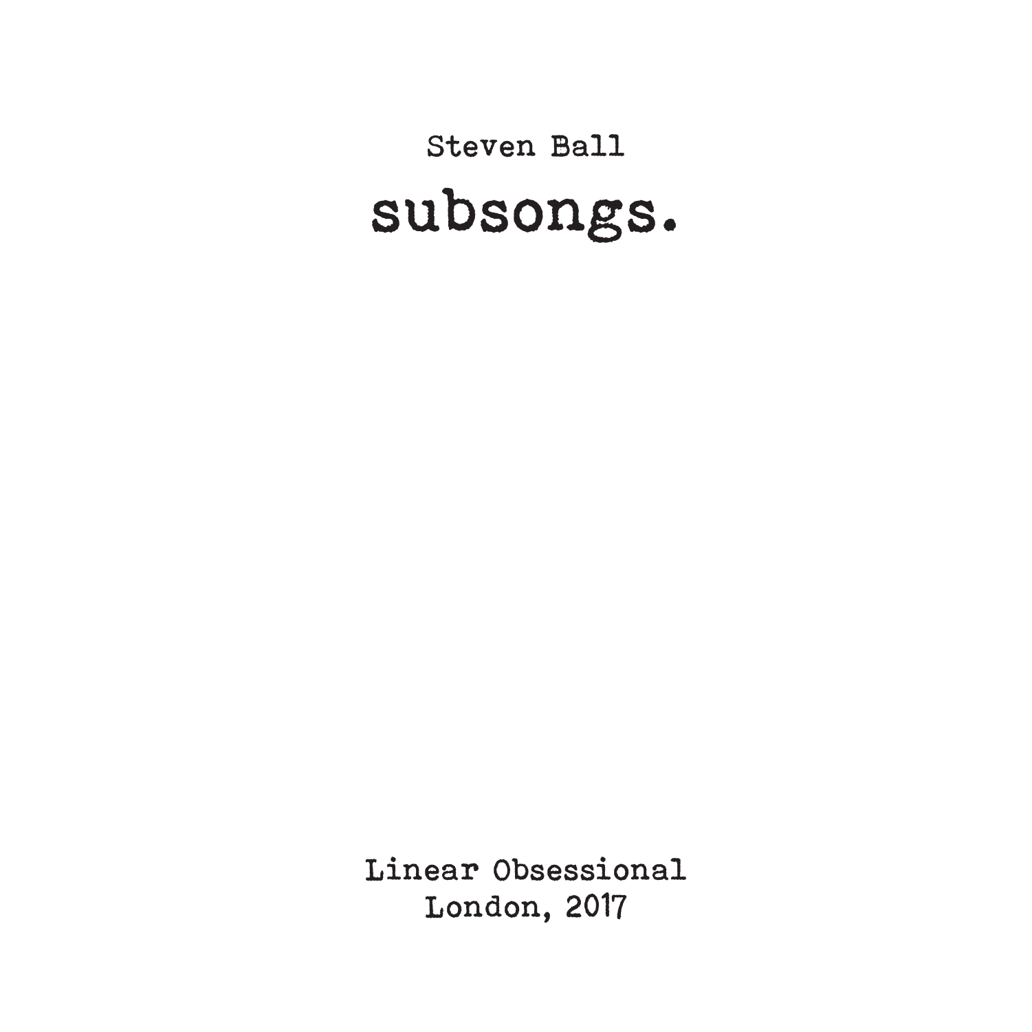Steven Ball

# subsongs.

Linear Obsessional
London, 2017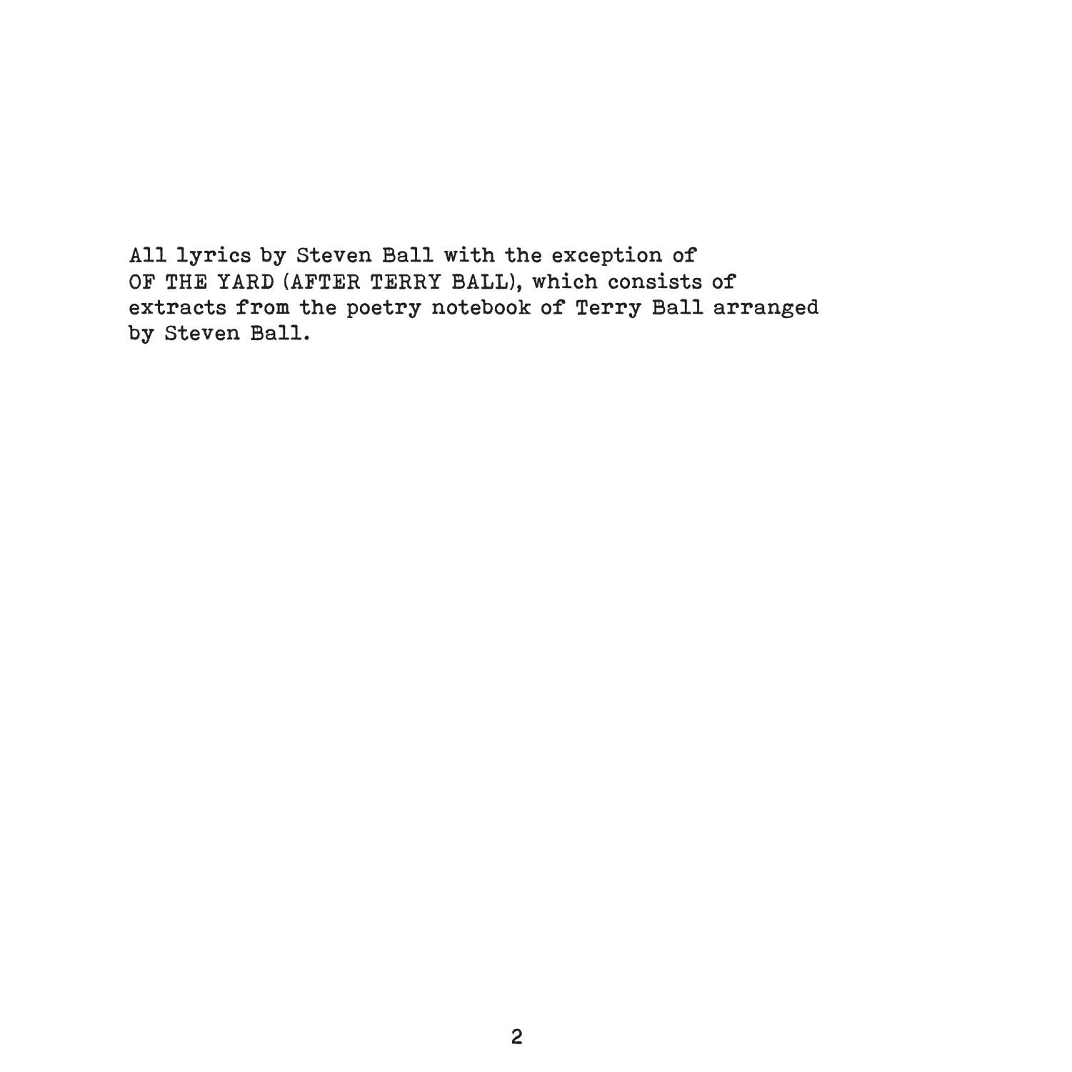All lyrics by Steven Ball with the exception of
OF THE YARD (AFTER TERRY BALL), which consists of
extracts from the poetry notebook of Terry Ball arranged
by Steven Ball.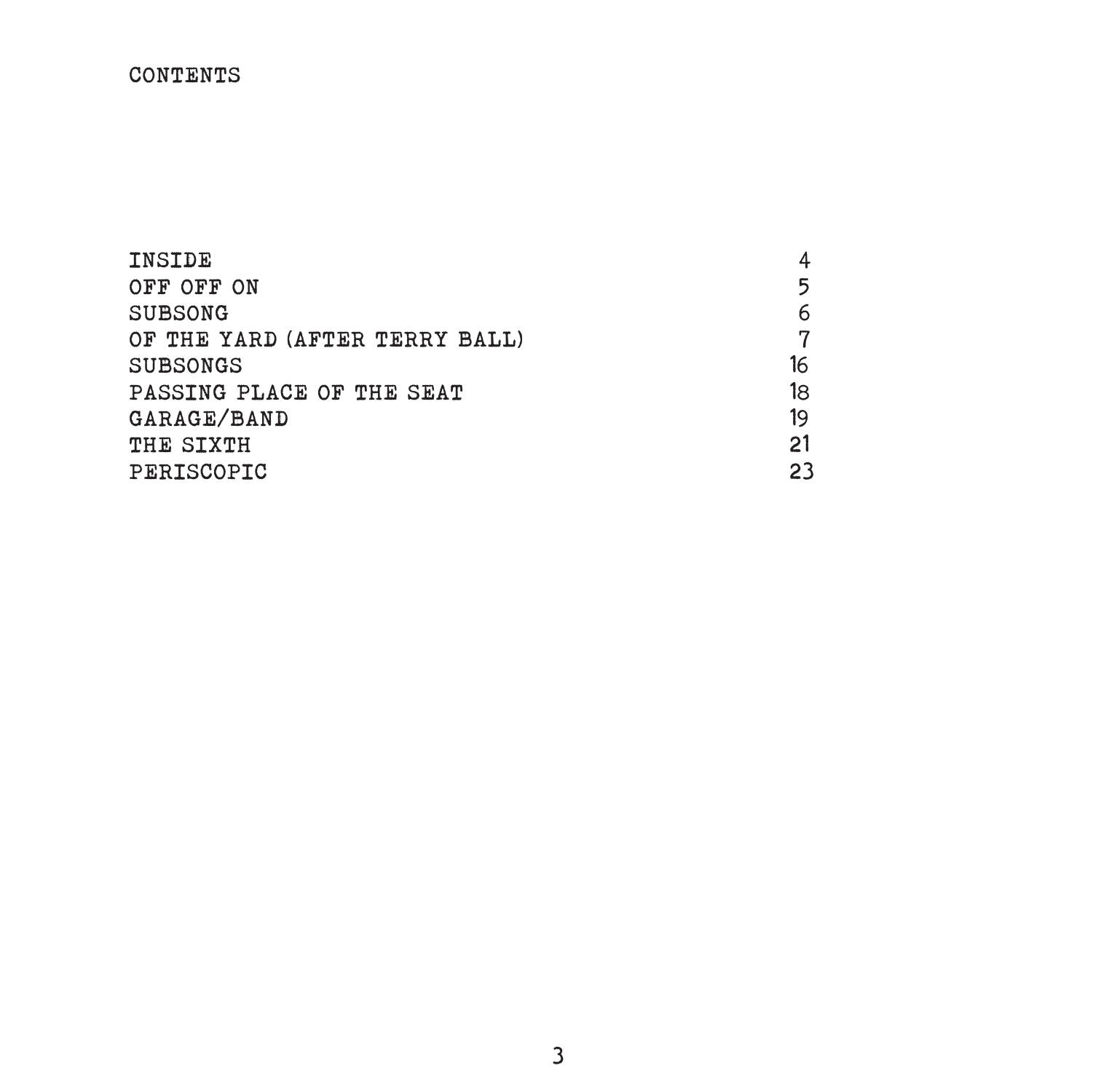# CONTENTS

| | |
|---|---|
| INSIDE | 4 |
| OFF OFF ON | 5 |
| SUBSONG | 6 |
| OF THE YARD (AFTER TERRY BALL) | 7 |
| SUBSONGS | 16 |
| PASSING PLACE OF THE SEAT | 18 |
| GARAGE/BAND | 19 |
| THE SIXTH | 21 |
| PERISCOPIC | 23 |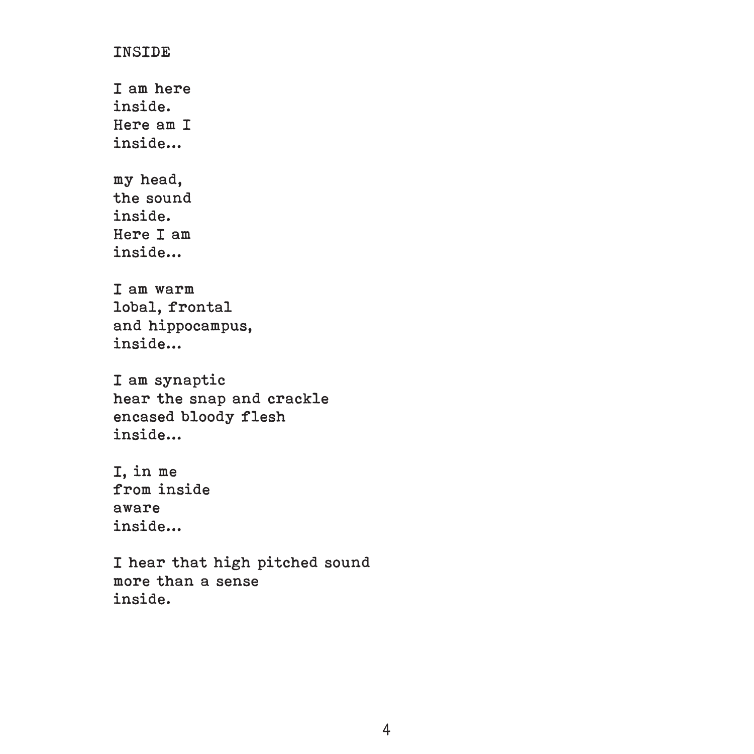# INSIDE

I am here  
inside.  
Here am I  
inside...

my head,  
the sound  
inside.  
Here I am  
inside...

I am warm  
lobal, frontal  
and hippocampus,  
inside...

I am synaptic  
hear the snap and crackle  
encased bloody flesh  
inside...

I, in me  
from inside  
aware  
inside...

I hear that high pitched sound  
more than a sense  
inside.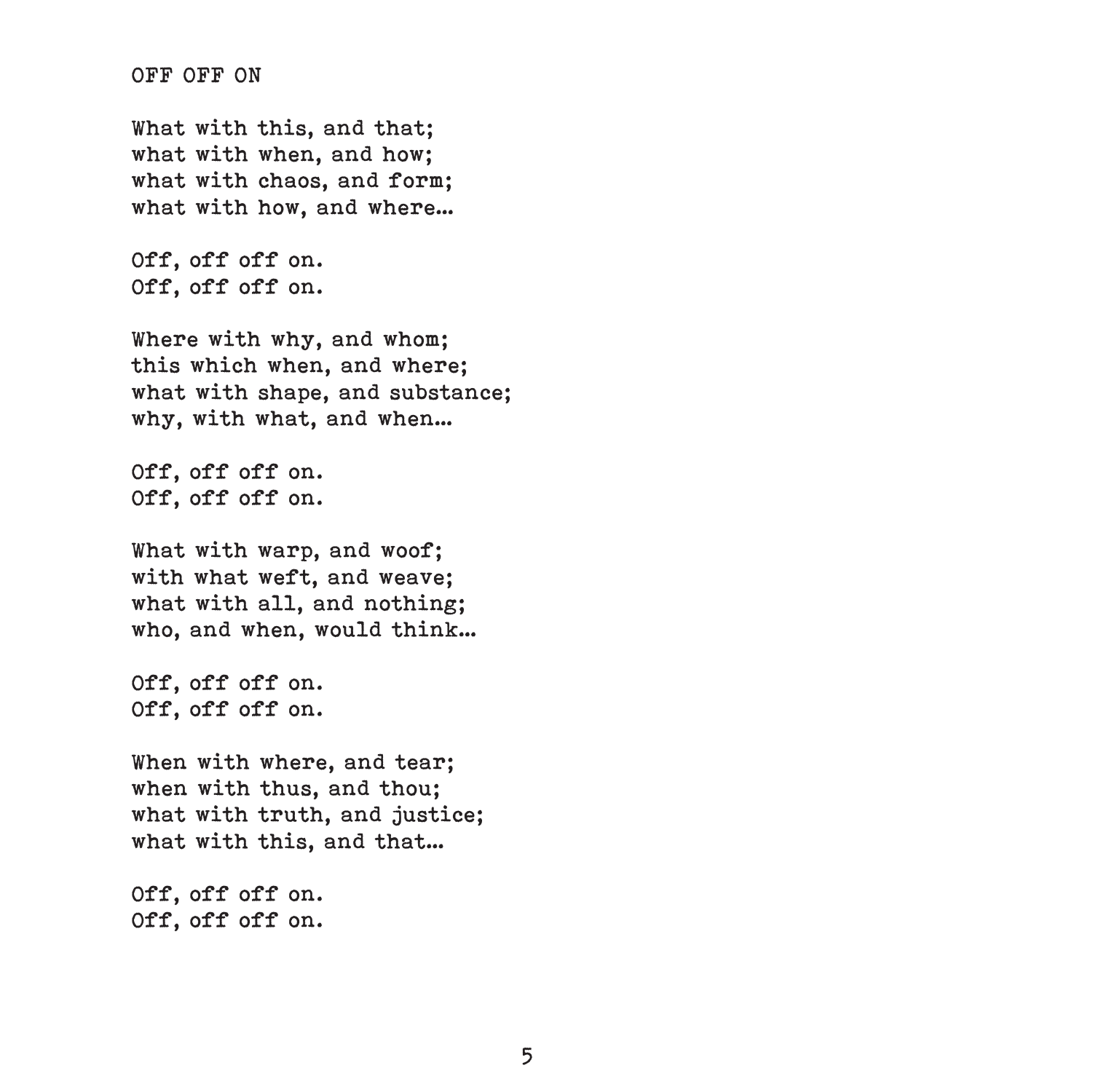# OFF OFF ON

What with this, and that;  
what with when, and how;  
what with chaos, and form;  
what with how, and where...

Off, off off on.  
Off, off off on.

Where with why, and whom;  
this which when, and where;  
what with shape, and substance;  
why, with what, and when...

Off, off off on.  
Off, off off on.

What with warp, and woof;  
with what weft, and weave;  
what with all, and nothing;  
who, and when, would think...

Off, off off on.  
Off, off off on.

When with where, and tear;  
when with thus, and thou;  
what with truth, and justice;  
what with this, and that...

Off, off off on.  
Off, off off on.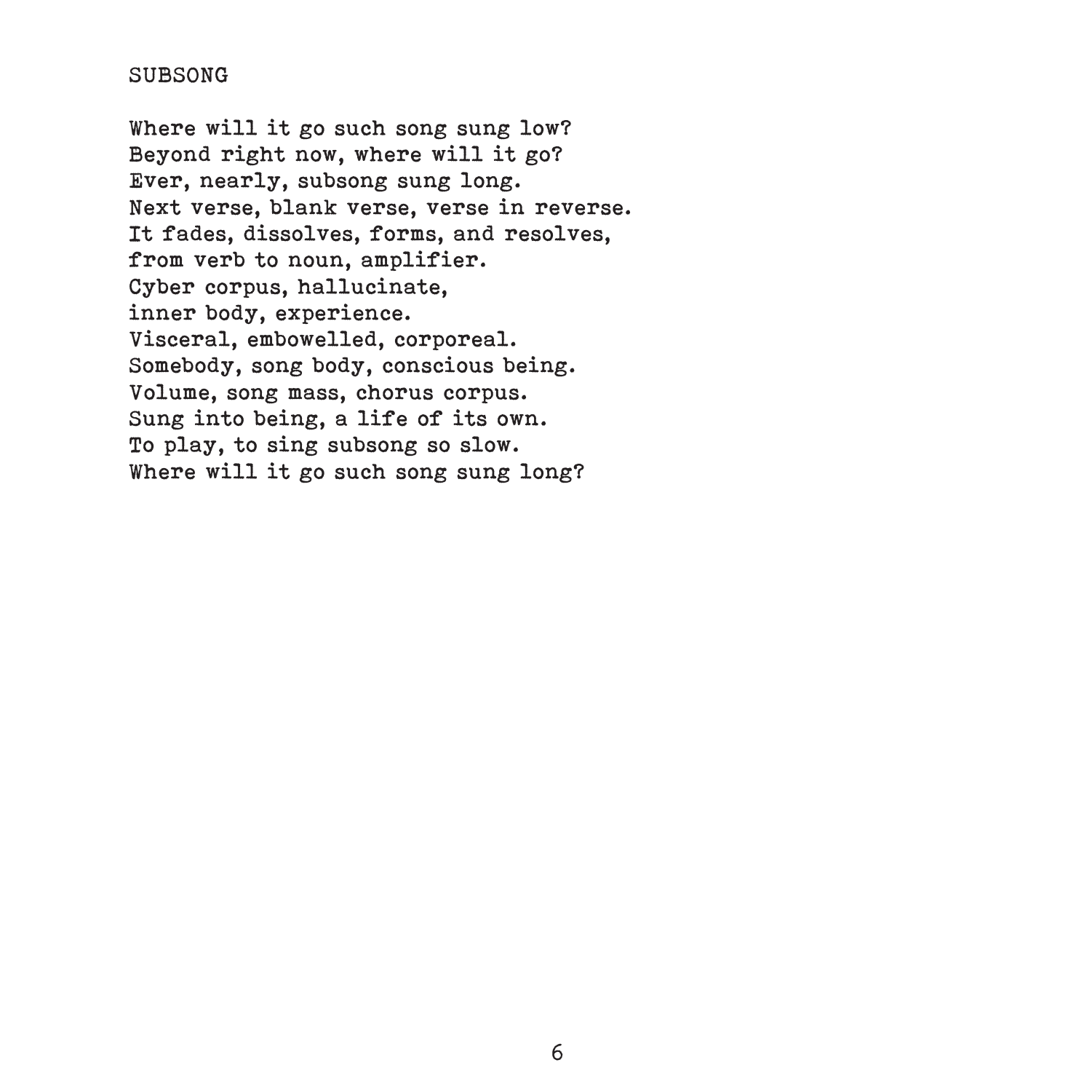## SUBSONG

Where will it go such song sung low?
Beyond right now, where will it go?
Ever, nearly, subsong sung long.
Next verse, blank verse, verse in reverse.
It fades, dissolves, forms, and resolves,
from verb to noun, amplifier.
Cyber corpus, hallucinate,
inner body, experience.
Visceral, embowelled, corporeal.
Somebody, song body, conscious being.
Volume, song mass, chorus corpus.
Sung into being, a life of its own.
To play, to sing subsong so slow.
Where will it go such song sung long?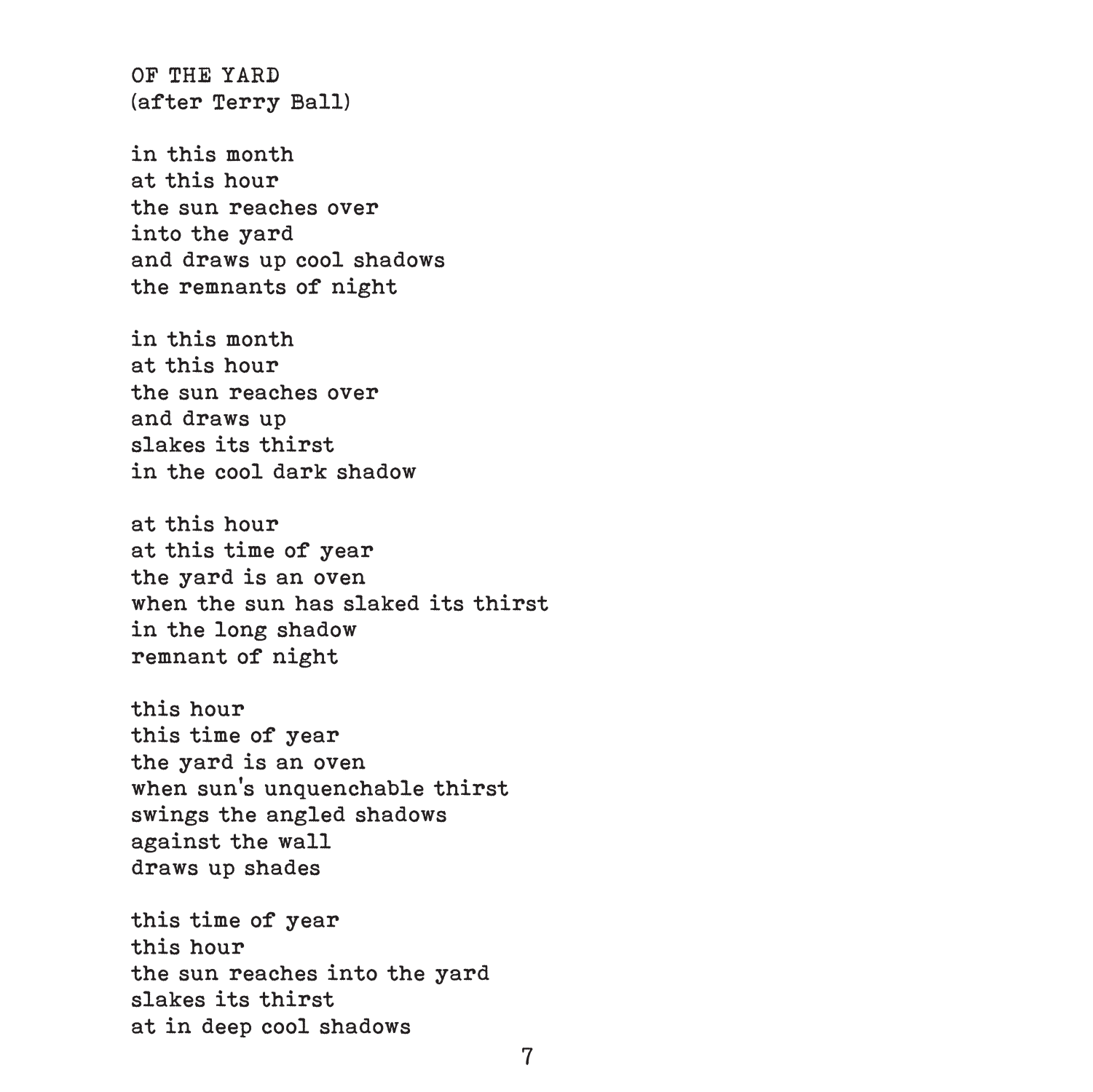# OF THE YARD
(after Terry Ball)

in this month  
at this hour  
the sun reaches over  
into the yard  
and draws up cool shadows  
the remnants of night

in this month  
at this hour  
the sun reaches over  
and draws up  
slakes its thirst  
in the cool dark shadow

at this hour  
at this time of year  
the yard is an oven  
when the sun has slaked its thirst  
in the long shadow  
remnant of night

this hour  
this time of year  
the yard is an oven  
when sun's unquenchable thirst  
swings the angled shadows  
against the wall  
draws up shades

this time of year  
this hour  
the sun reaches into the yard  
slakes its thirst  
at in deep cool shadows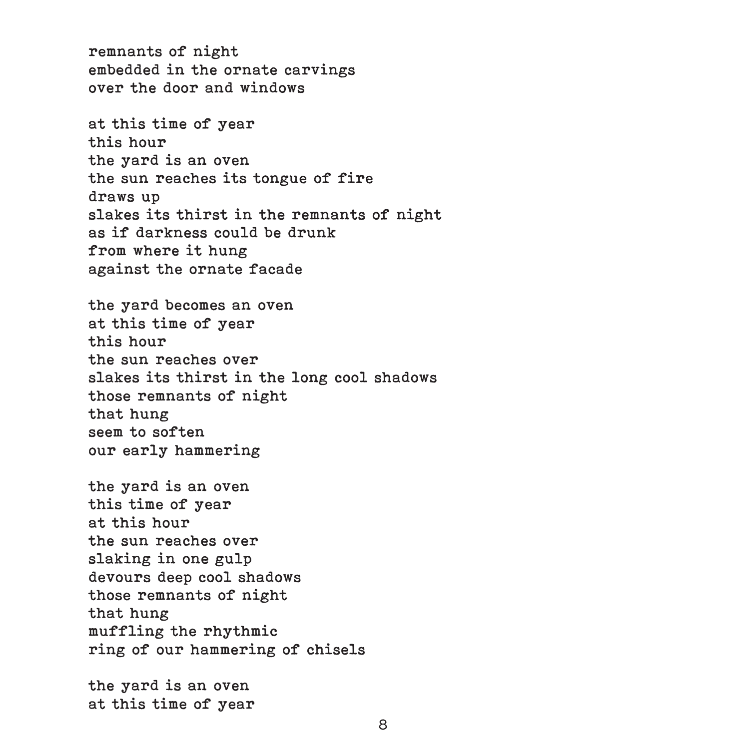remnants of night  
embedded in the ornate carvings  
over the door and windows

at this time of year  
this hour  
the yard is an oven  
the sun reaches its tongue of fire  
draws up  
slakes its thirst in the remnants of night  
as if darkness could be drunk  
from where it hung  
against the ornate facade

the yard becomes an oven  
at this time of year  
this hour  
the sun reaches over  
slakes its thirst in the long cool shadows  
those remnants of night  
that hung  
seem to soften  
our early hammering

the yard is an oven  
this time of year  
at this hour  
the sun reaches over  
slaking in one gulp  
devours deep cool shadows  
those remnants of night  
that hung  
muffling the rhythmic  
ring of our hammering of chisels

the yard is an oven  
at this time of year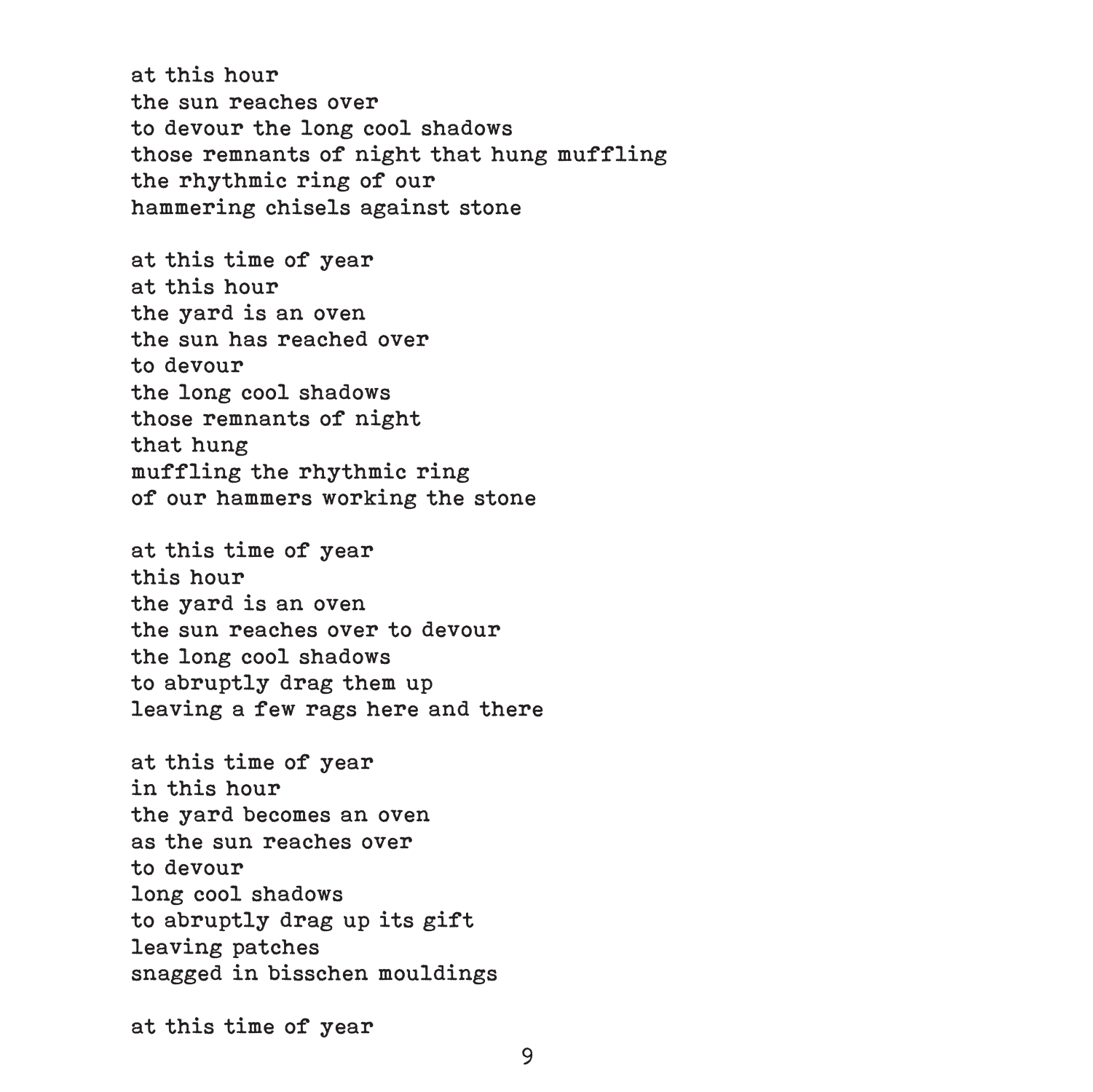at this hour  
the sun reaches over  
to devour the long cool shadows  
those remnants of night that hung muffling  
the rhythmic ring of our  
hammering chisels against stone

at this time of year  
at this hour  
the yard is an oven  
the sun has reached over  
to devour  
the long cool shadows  
those remnants of night  
that hung  
muffling the rhythmic ring  
of our hammers working the stone

at this time of year  
this hour  
the yard is an oven  
the sun reaches over to devour  
the long cool shadows  
to abruptly drag them up  
leaving a few rags here and there

at this time of year  
in this hour  
the yard becomes an oven  
as the sun reaches over  
to devour  
long cool shadows  
to abruptly drag up its gift  
leaving patches  
snagged in bisschen mouldings

at this time of year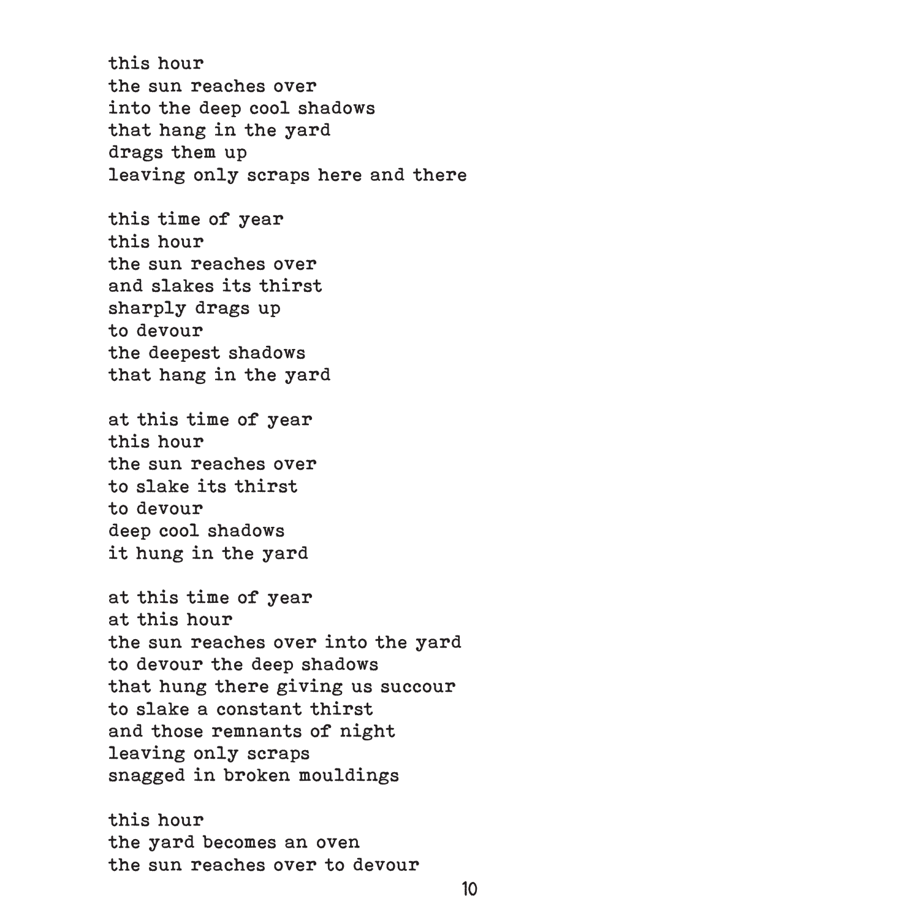this hour  
the sun reaches over  
into the deep cool shadows  
that hang in the yard  
drags them up  
leaving only scraps here and there

this time of year  
this hour  
the sun reaches over  
and slakes its thirst  
sharply drags up  
to devour  
the deepest shadows  
that hang in the yard

at this time of year  
this hour  
the sun reaches over  
to slake its thirst  
to devour  
deep cool shadows  
it hung in the yard

at this time of year  
at this hour  
the sun reaches over into the yard  
to devour the deep shadows  
that hung there giving us succour  
to slake a constant thirst  
and those remnants of night  
leaving only scraps  
snagged in broken mouldings

this hour  
the yard becomes an oven  
the sun reaches over to devour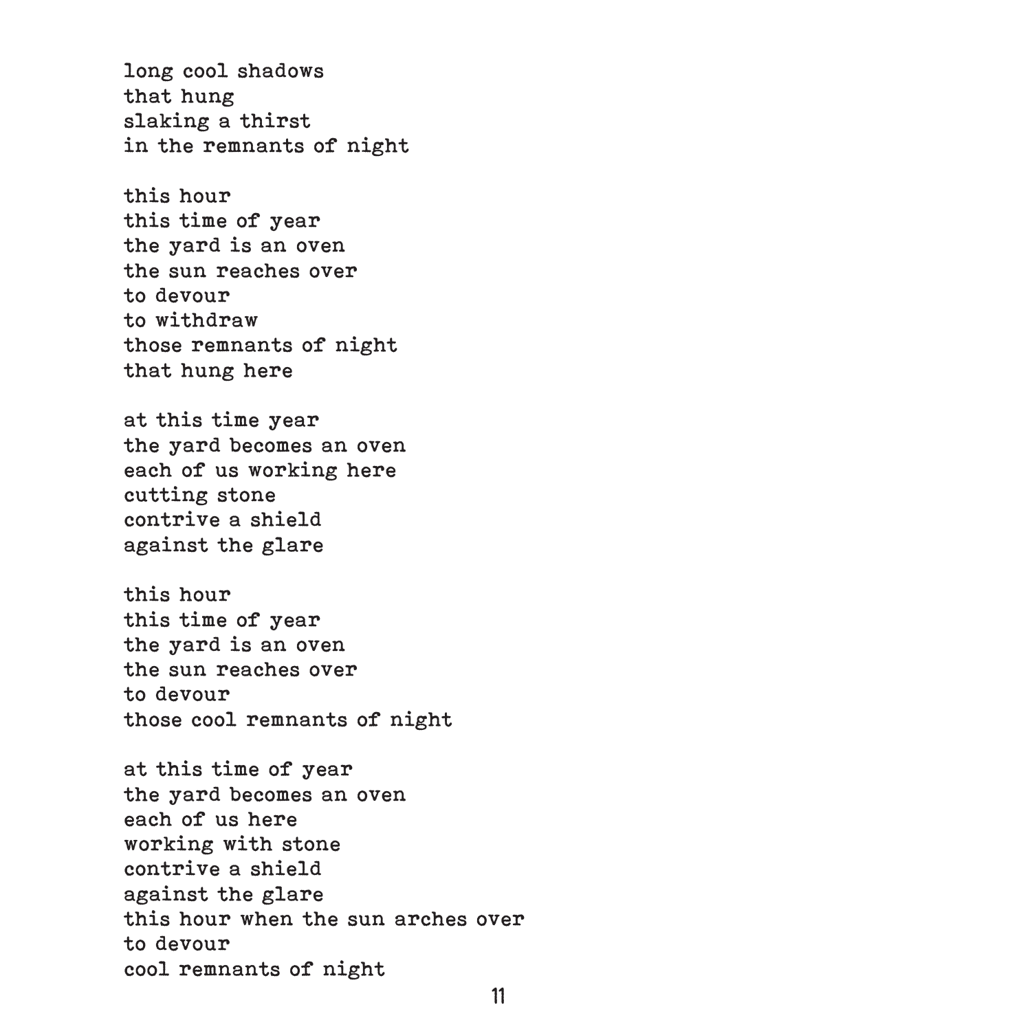long cool shadows  
that hung  
slaking a thirst  
in the remnants of night

this hour  
this time of year  
the yard is an oven  
the sun reaches over  
to devour  
to withdraw  
those remnants of night  
that hung here

at this time year  
the yard becomes an oven  
each of us working here  
cutting stone  
contrive a shield  
against the glare

this hour  
this time of year  
the yard is an oven  
the sun reaches over  
to devour  
those cool remnants of night

at this time of year  
the yard becomes an oven  
each of us here  
working with stone  
contrive a shield  
against the glare  
this hour when the sun arches over  
to devour  
cool remnants of night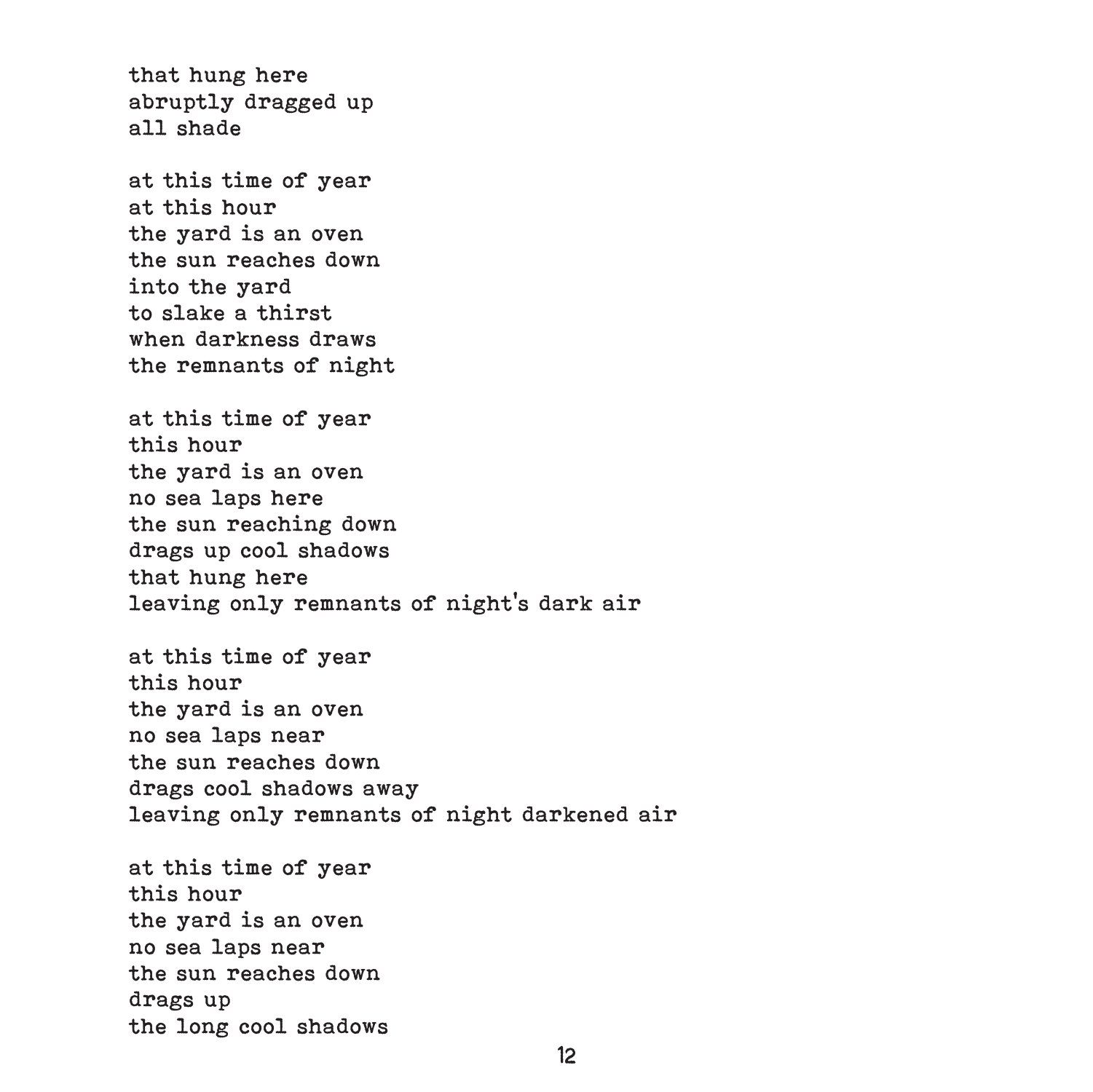that hung here  
abruptly dragged up  
all shade

at this time of year  
at this hour  
the yard is an oven  
the sun reaches down  
into the yard  
to slake a thirst  
when darkness draws  
the remnants of night

at this time of year  
this hour  
the yard is an oven  
no sea laps here  
the sun reaching down  
drags up cool shadows  
that hung here  
leaving only remnants of night's dark air

at this time of year  
this hour  
the yard is an oven  
no sea laps near  
the sun reaches down  
drags cool shadows away  
leaving only remnants of night darkened air

at this time of year  
this hour  
the yard is an oven  
no sea laps near  
the sun reaches down  
drags up  
the long cool shadows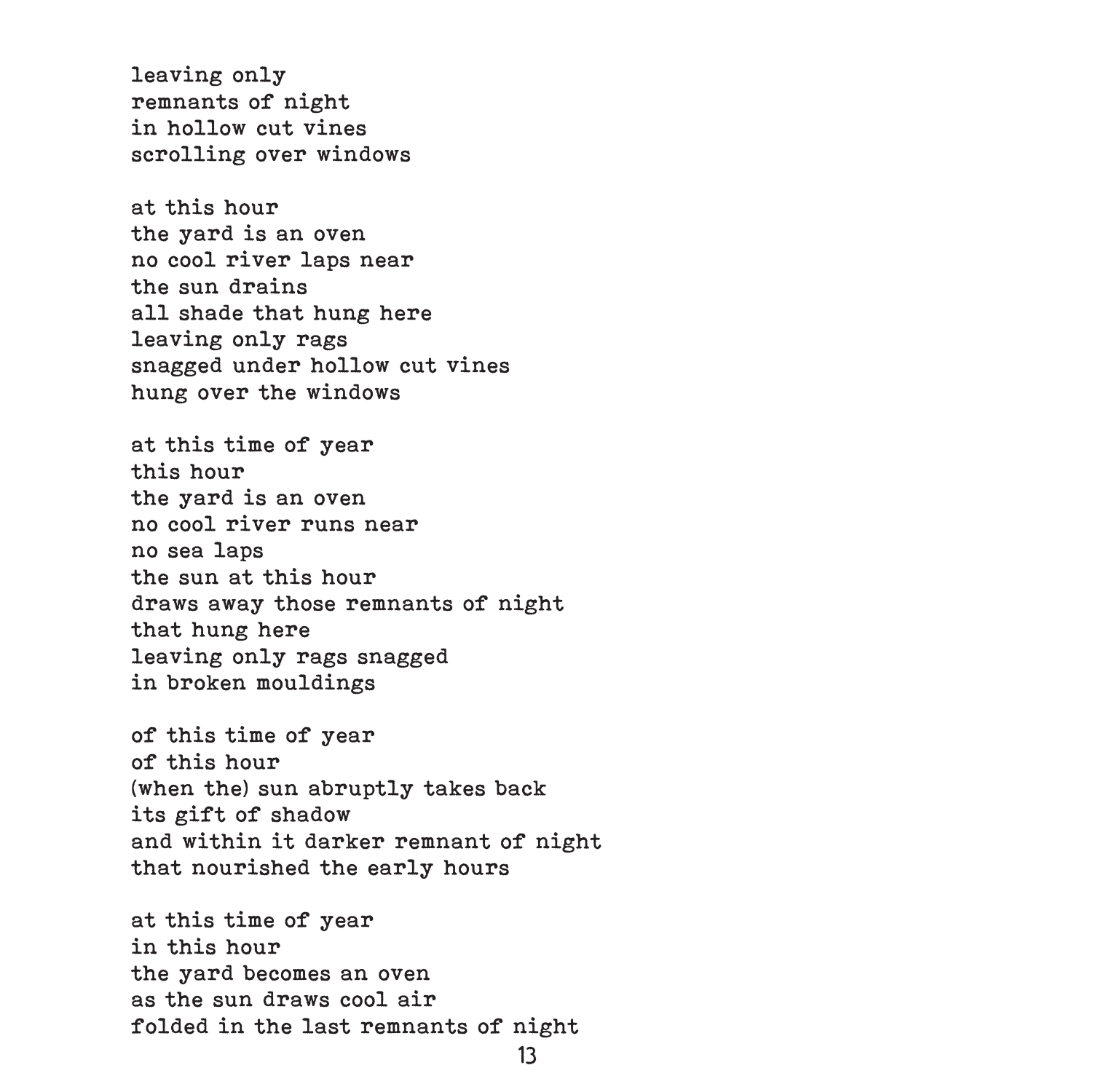leaving only  
remnants of night  
in hollow cut vines  
scrolling over windows

at this hour  
the yard is an oven  
no cool river laps near  
the sun drains  
all shade that hung here  
leaving only rags  
snagged under hollow cut vines  
hung over the windows

at this time of year  
this hour  
the yard is an oven  
no cool river runs near  
no sea laps  
the sun at this hour  
draws away those remnants of night  
that hung here  
leaving only rags snagged  
in broken mouldings

of this time of year  
of this hour  
(when the) sun abruptly takes back  
its gift of shadow  
and within it darker remnant of night  
that nourished the early hours

at this time of year  
in this hour  
the yard becomes an oven  
as the sun draws cool air  
folded in the last remnants of night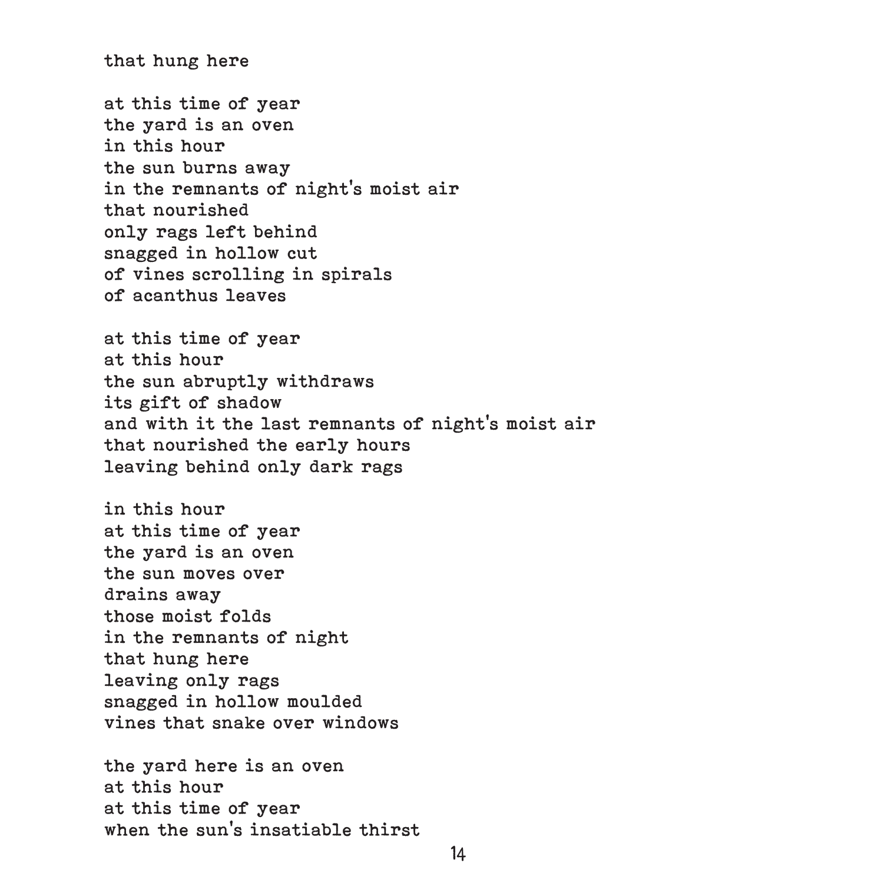that hung here

at this time of year
the yard is an oven
in this hour
the sun burns away
in the remnants of night's moist air
that nourished
only rags left behind
snagged in hollow cut
of vines scrolling in spirals
of acanthus leaves

at this time of year
at this hour
the sun abruptly withdraws
its gift of shadow
and with it the last remnants of night's moist air
that nourished the early hours
leaving behind only dark rags

in this hour
at this time of year
the yard is an oven
the sun moves over
drains away
those moist folds
in the remnants of night
that hung here
leaving only rags
snagged in hollow moulded
vines that snake over windows

the yard here is an oven
at this hour
at this time of year
when the sun's insatiable thirst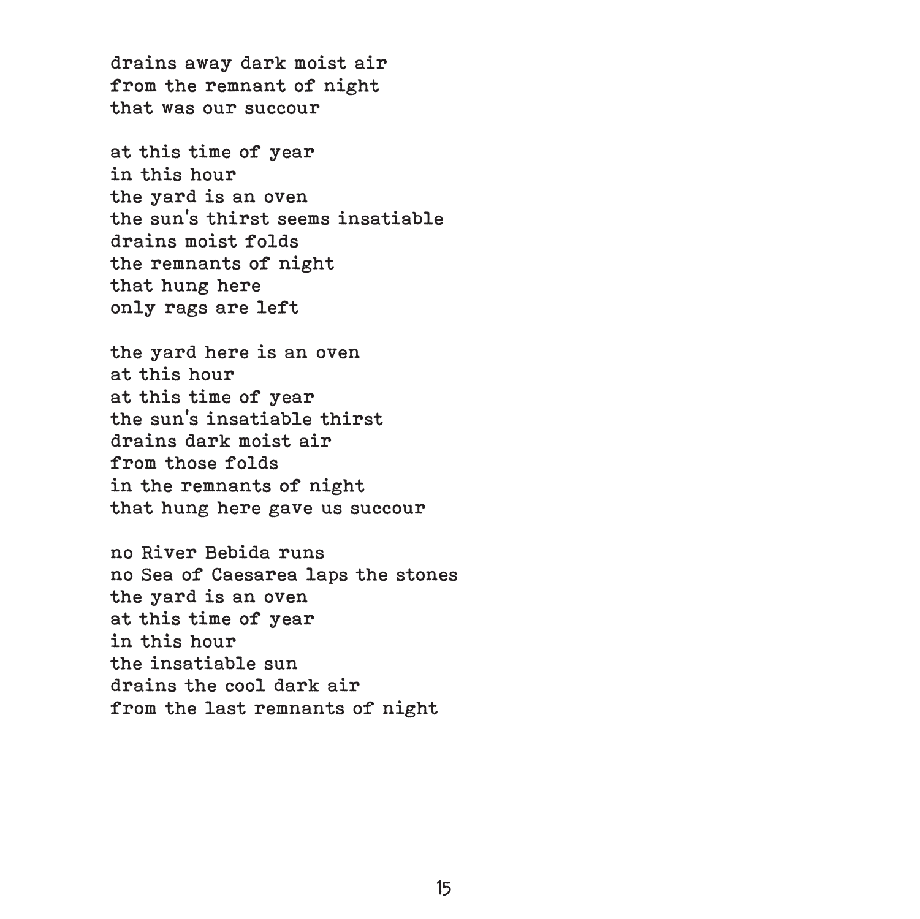drains away dark moist air
from the remnant of night
that was our succour

at this time of year
in this hour
the yard is an oven
the sun's thirst seems insatiable
drains moist folds
the remnants of night
that hung here
only rags are left

the yard here is an oven
at this hour
at this time of year
the sun's insatiable thirst
drains dark moist air
from those folds
in the remnants of night
that hung here gave us succour

no River Bebida runs
no Sea of Caesarea laps the stones
the yard is an oven
at this time of year
in this hour
the insatiable sun
drains the cool dark air
from the last remnants of night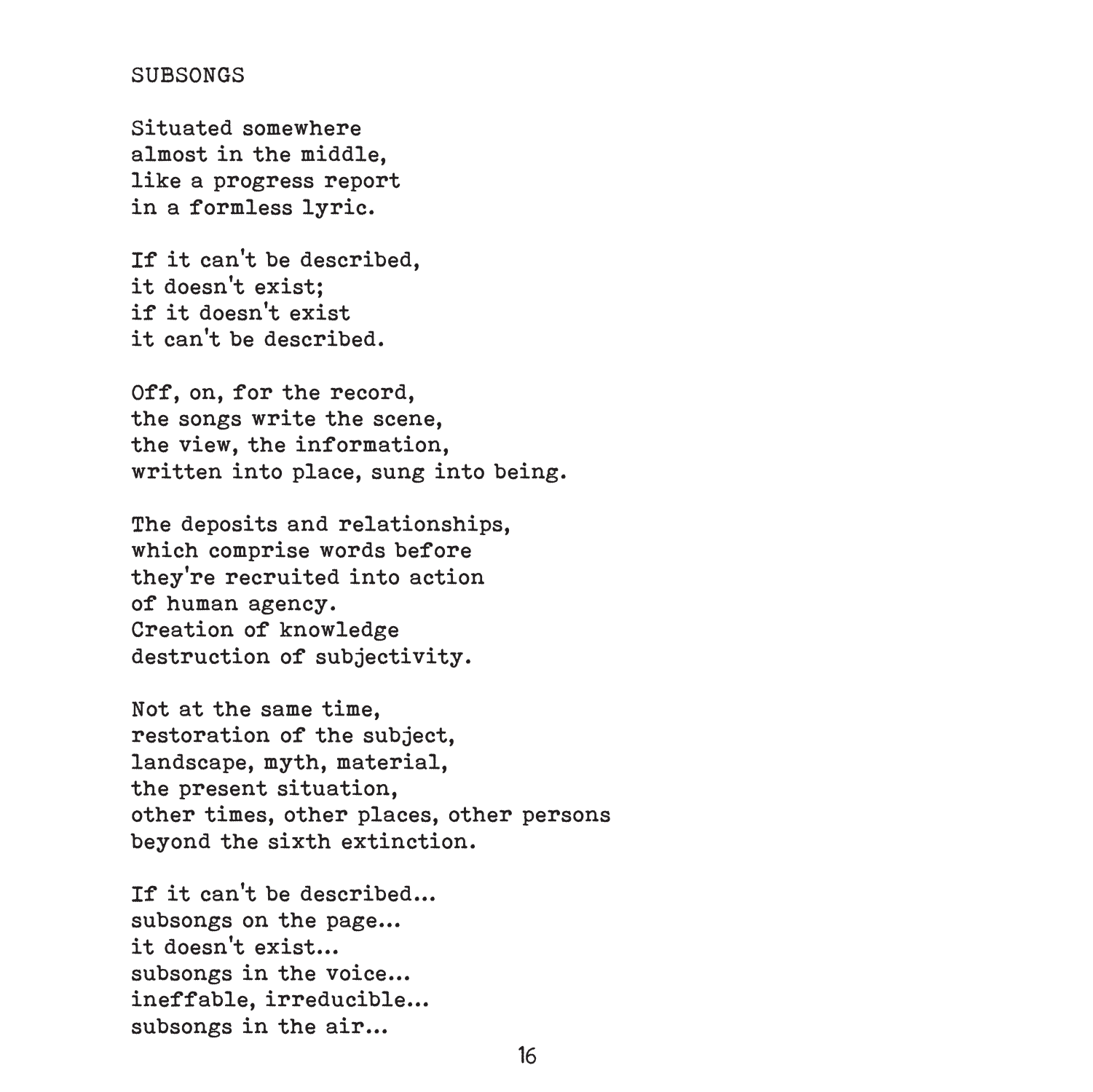## SUBSONGS

Situated somewhere  
almost in the middle,  
like a progress report  
in a formless lyric.

If it can't be described,  
it doesn't exist;  
if it doesn't exist  
it can't be described.

Off, on, for the record,  
the songs write the scene,  
the view, the information,  
written into place, sung into being.

The deposits and relationships,  
which comprise words before  
they're recruited into action  
of human agency.  
Creation of knowledge  
destruction of subjectivity.

Not at the same time,  
restoration of the subject,  
landscape, myth, material,  
the present situation,  
other times, other places, other persons  
beyond the sixth extinction.

If it can't be described...  
subsongs on the page...  
it doesn't exist...  
subsongs in the voice...  
ineffable, irreducible...  
subsongs in the air...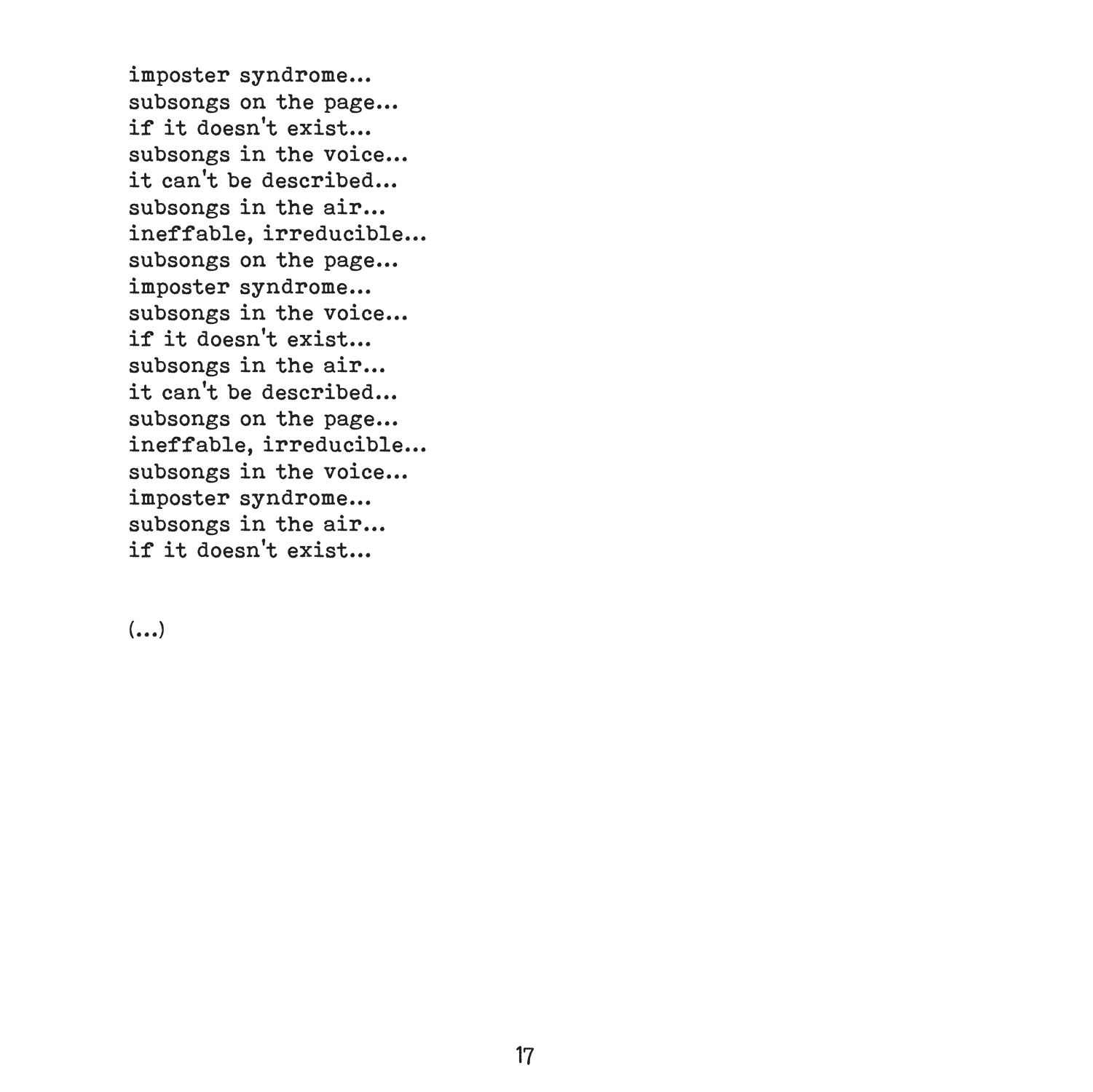imposter syndrome...
subsongs on the page...
if it doesn't exist...
subsongs in the voice...
it can't be described...
subsongs in the air...
ineffable, irreducible...
subsongs on the page...
imposter syndrome...
subsongs in the voice...
if it doesn't exist...
subsongs in the air...
it can't be described...
subsongs on the page...
ineffable, irreducible...
subsongs in the voice...
imposter syndrome...
subsongs in the air...
if it doesn't exist...

(...)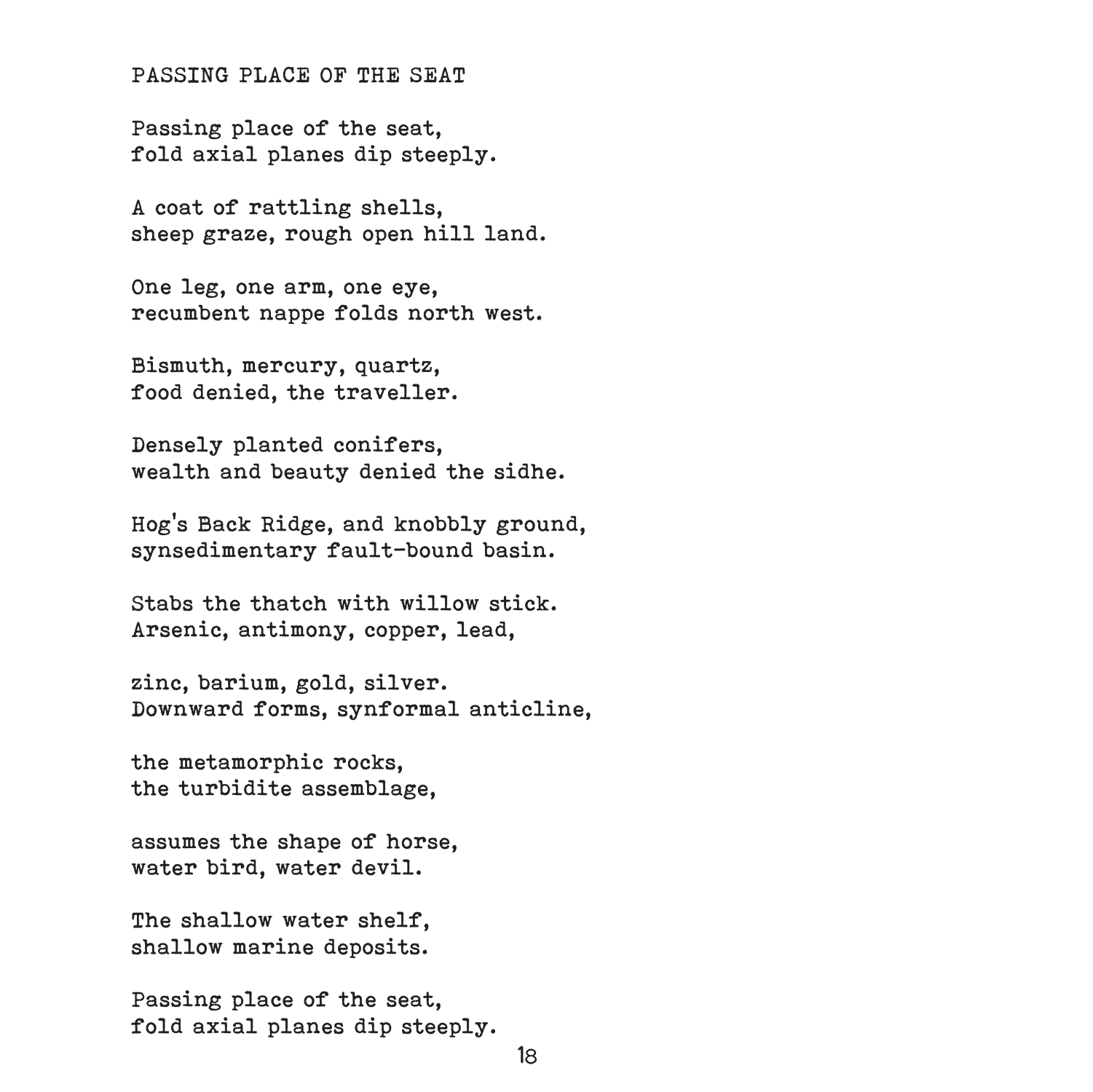## PASSING PLACE OF THE SEAT

Passing place of the seat,  
fold axial planes dip steeply.

A coat of rattling shells,  
sheep graze, rough open hill land.

One leg, one arm, one eye,  
recumbent nappe folds north west.

Bismuth, mercury, quartz,  
food denied, the traveller.

Densely planted conifers,  
wealth and beauty denied the sidhe.

Hog's Back Ridge, and knobbly ground,  
synsedimentary fault-bound basin.

Stabs the thatch with willow stick.  
Arsenic, antimony, copper, lead,

zinc, barium, gold, silver.  
Downward forms, synformal anticline,

the metamorphic rocks,  
the turbidite assemblage,

assumes the shape of horse,  
water bird, water devil.

The shallow water shelf,  
shallow marine deposits.

Passing place of the seat,  
fold axial planes dip steeply.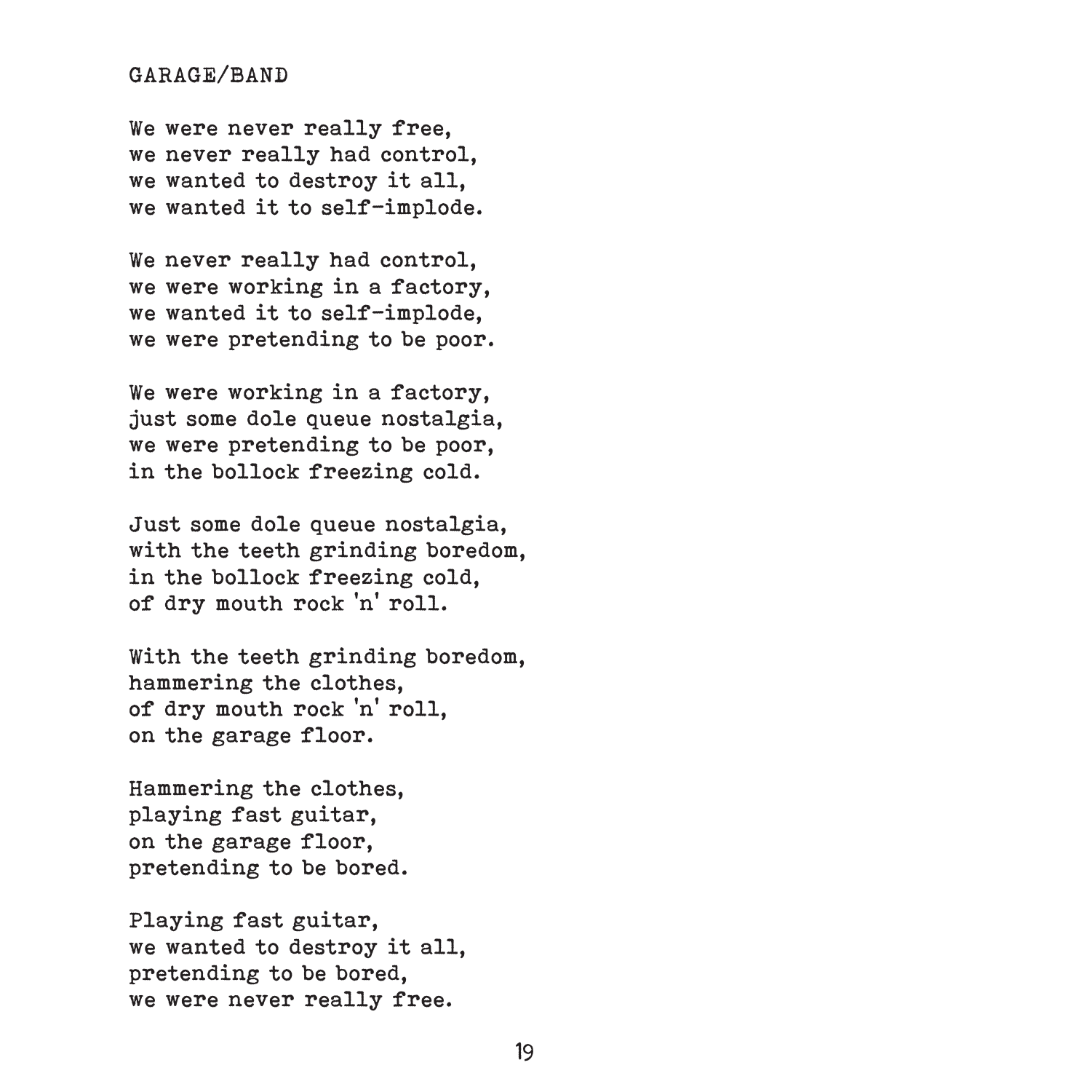## GARAGE/BAND

We were never really free,  
we never really had control,  
we wanted to destroy it all,  
we wanted it to self-implode.

We never really had control,  
we were working in a factory,  
we wanted it to self-implode,  
we were pretending to be poor.

We were working in a factory,  
just some dole queue nostalgia,  
we were pretending to be poor,  
in the bollock freezing cold.

Just some dole queue nostalgia,  
with the teeth grinding boredom,  
in the bollock freezing cold,  
of dry mouth rock 'n' roll.

With the teeth grinding boredom,  
hammering the clothes,  
of dry mouth rock 'n' roll,  
on the garage floor.

Hammering the clothes,  
playing fast guitar,  
on the garage floor,  
pretending to be bored.

Playing fast guitar,  
we wanted to destroy it all,  
pretending to be bored,  
we were never really free.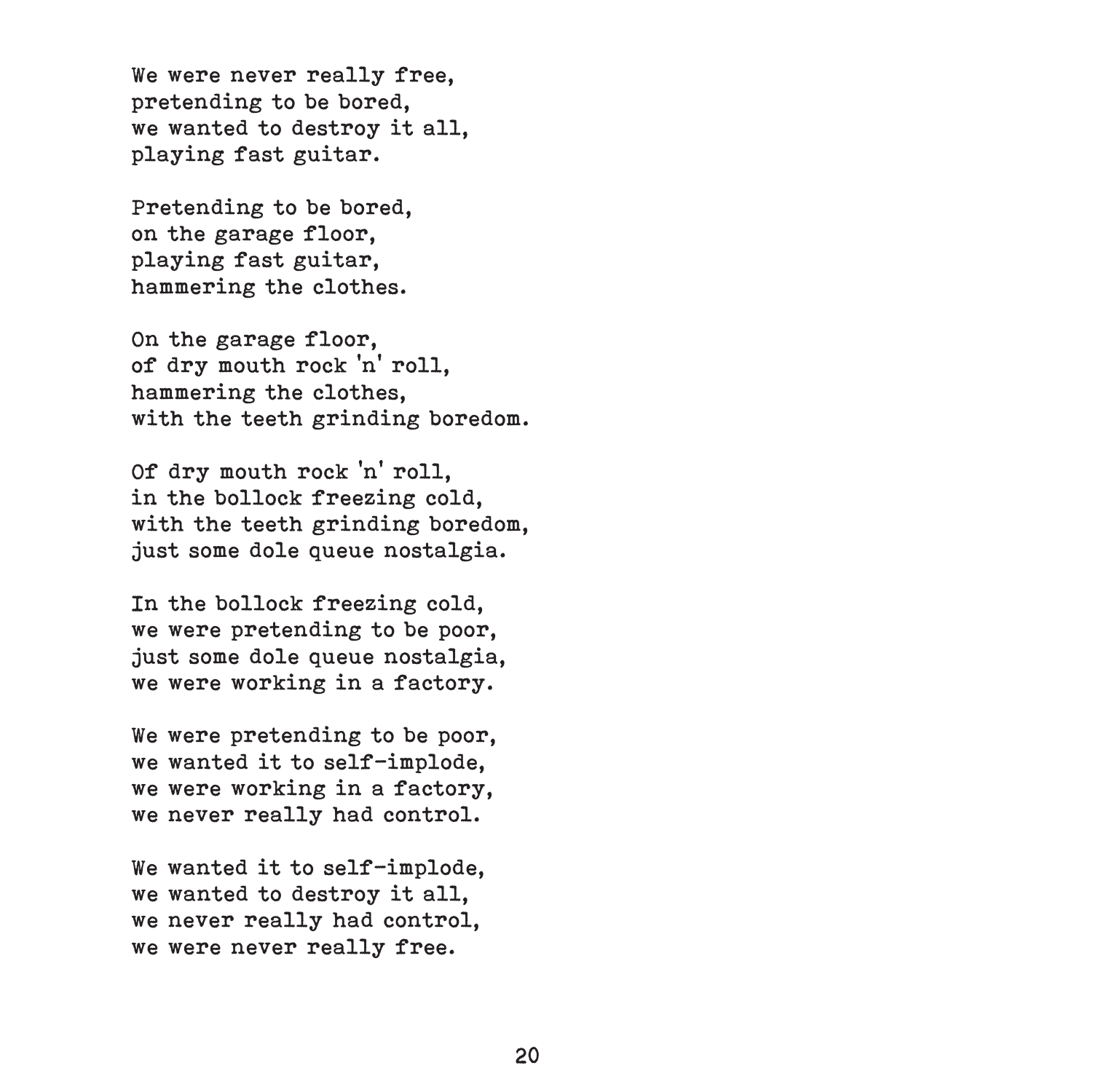We were never really free,
pretending to be bored,
we wanted to destroy it all,
playing fast guitar.

Pretending to be bored,
on the garage floor,
playing fast guitar,
hammering the clothes.

On the garage floor,
of dry mouth rock 'n' roll,
hammering the clothes,
with the teeth grinding boredom.

Of dry mouth rock 'n' roll,
in the bollock freezing cold,
with the teeth grinding boredom,
just some dole queue nostalgia.

In the bollock freezing cold,
we were pretending to be poor,
just some dole queue nostalgia,
we were working in a factory.

We were pretending to be poor,
we wanted it to self-implode,
we were working in a factory,
we never really had control.

We wanted it to self-implode,
we wanted to destroy it all,
we never really had control,
we were never really free.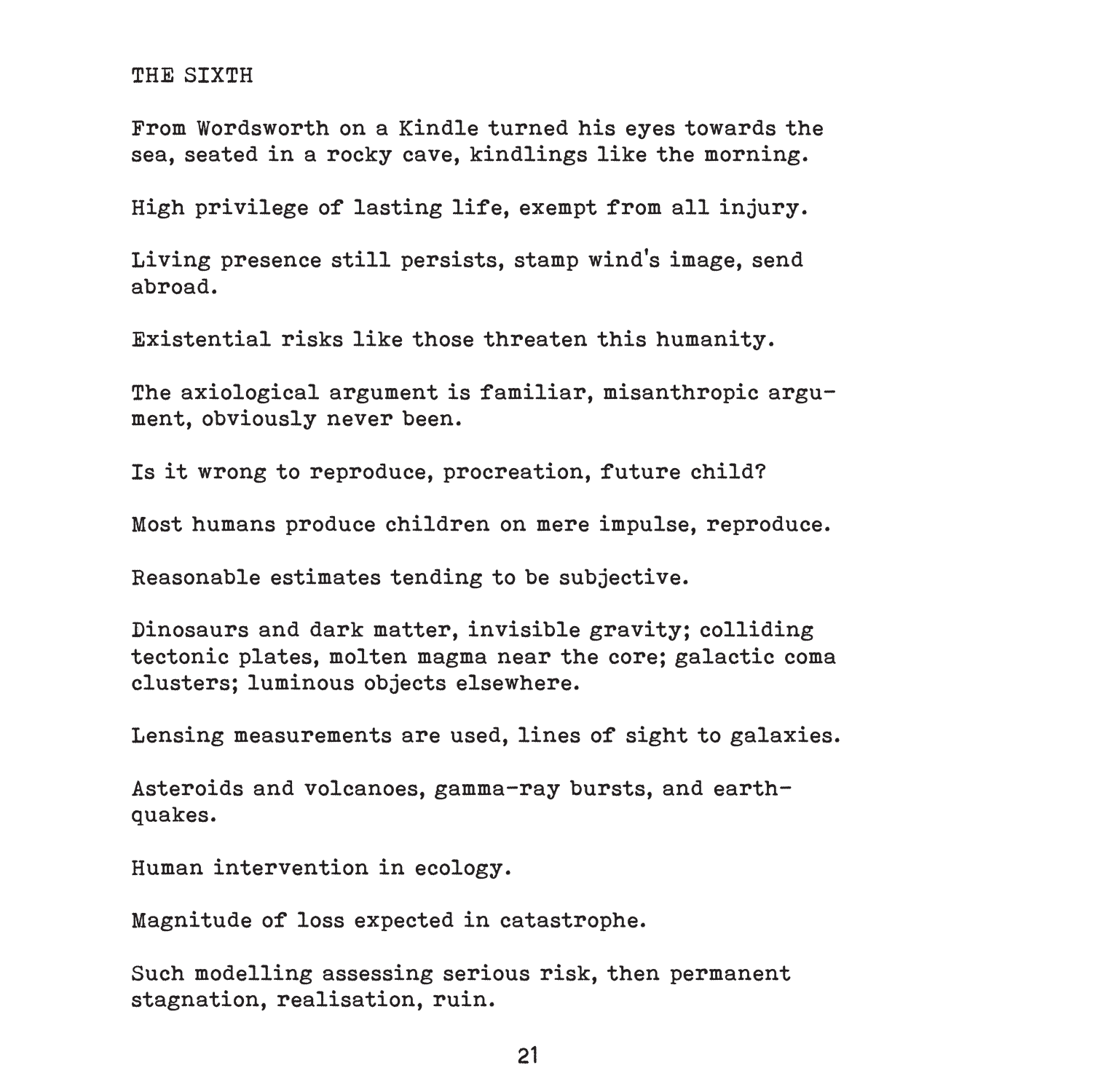THE SIXTH

From Wordsworth on a Kindle turned his eyes towards the sea, seated in a rocky cave, kindlings like the morning.

High privilege of lasting life, exempt from all injury.

Living presence still persists, stamp wind's image, send abroad.

Existential risks like those threaten this humanity.

The axiological argument is familiar, misanthropic argument, obviously never been.

Is it wrong to reproduce, procreation, future child?

Most humans produce children on mere impulse, reproduce.

Reasonable estimates tending to be subjective.

Dinosaurs and dark matter, invisible gravity; colliding tectonic plates, molten magma near the core; galactic coma clusters; luminous objects elsewhere.

Lensing measurements are used, lines of sight to galaxies.

Asteroids and volcanoes, gamma-ray bursts, and earthquakes.

Human intervention in ecology.

Magnitude of loss expected in catastrophe.

Such modelling assessing serious risk, then permanent stagnation, realisation, ruin.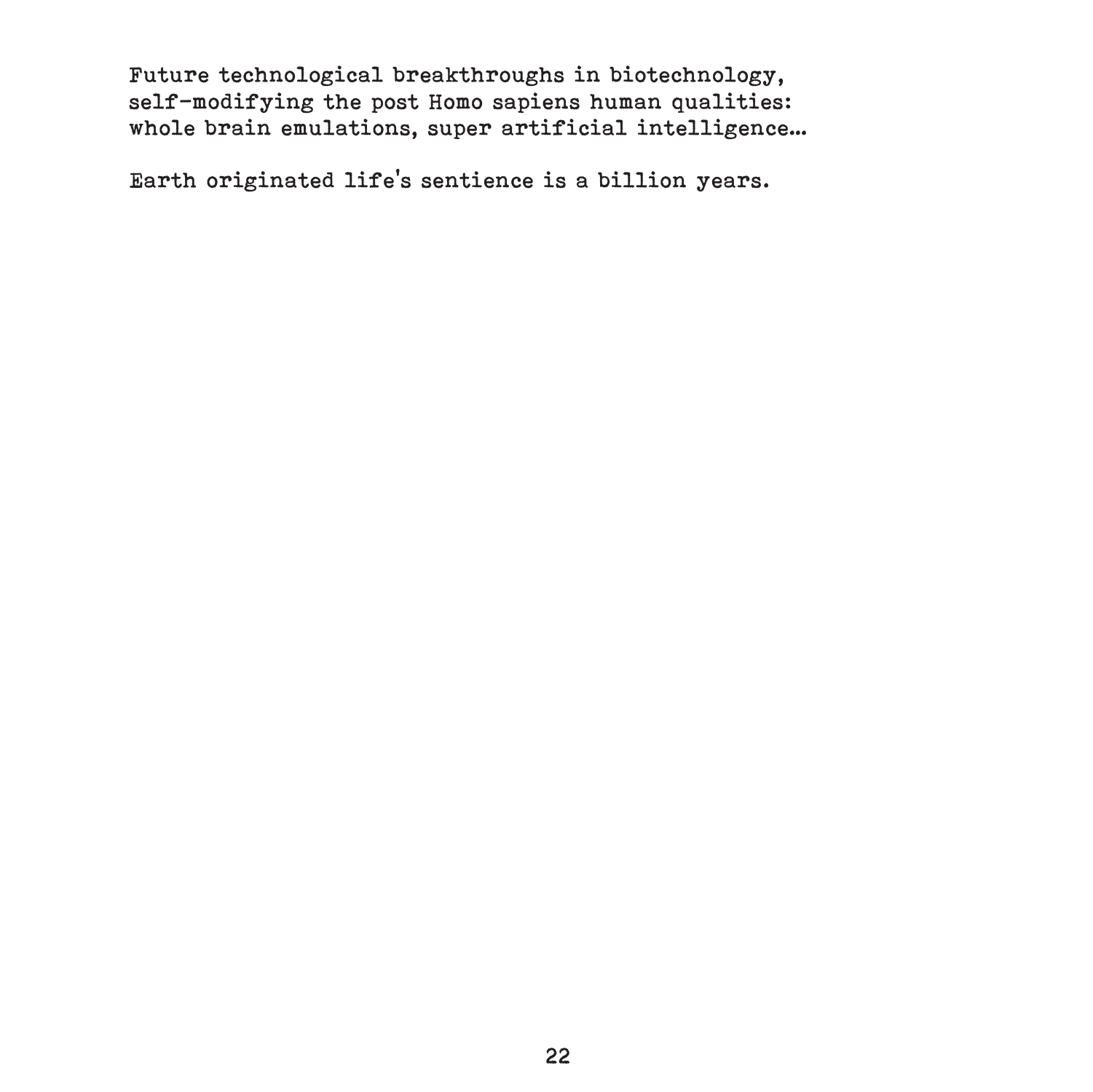Future technological breakthroughs in biotechnology,
self-modifying the post Homo sapiens human qualities:
whole brain emulations, super artificial intelligence...

Earth originated life's sentience is a billion years.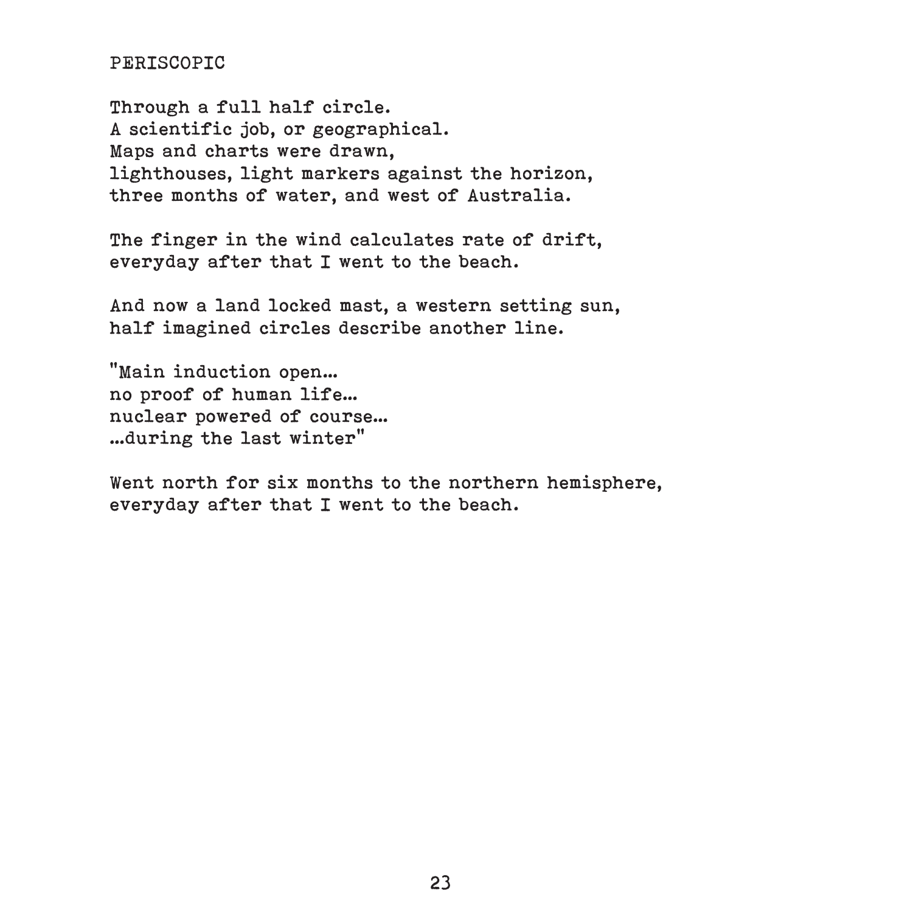# PERISCOPIC

Through a full half circle.  
A scientific job, or geographical.  
Maps and charts were drawn,  
lighthouses, light markers against the horizon,  
three months of water, and west of Australia.

The finger in the wind calculates rate of drift,  
everyday after that I went to the beach.

And now a land locked mast, a western setting sun,  
half imagined circles describe another line.

"Main induction open…  
no proof of human life…  
nuclear powered of course…  
…during the last winter"

Went north for six months to the northern hemisphere,  
everyday after that I went to the beach.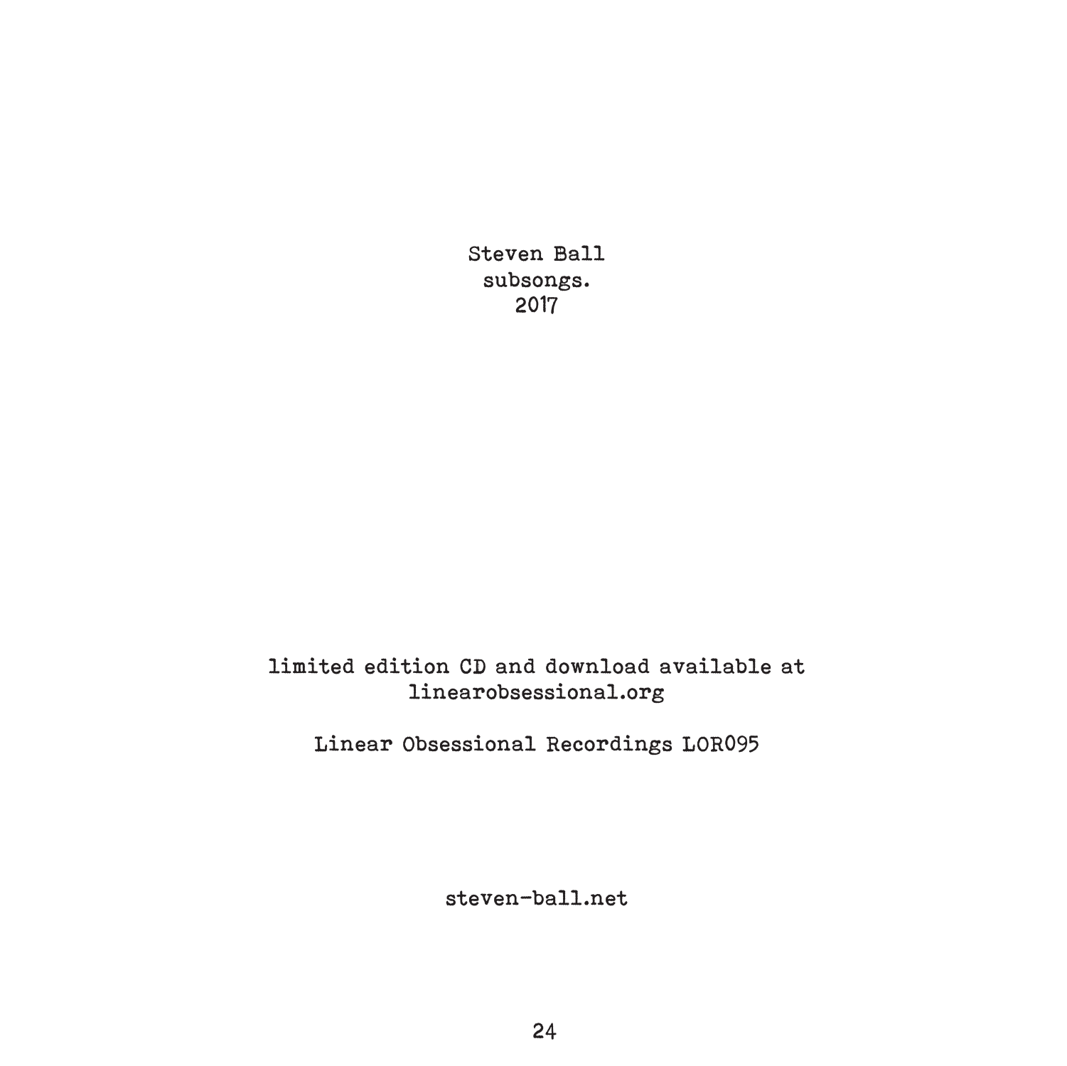Steven Ball
subsongs.
2017

limited edition CD and download available at
linearobsessional.org

Linear Obsessional Recordings LOR095

steven-ball.net